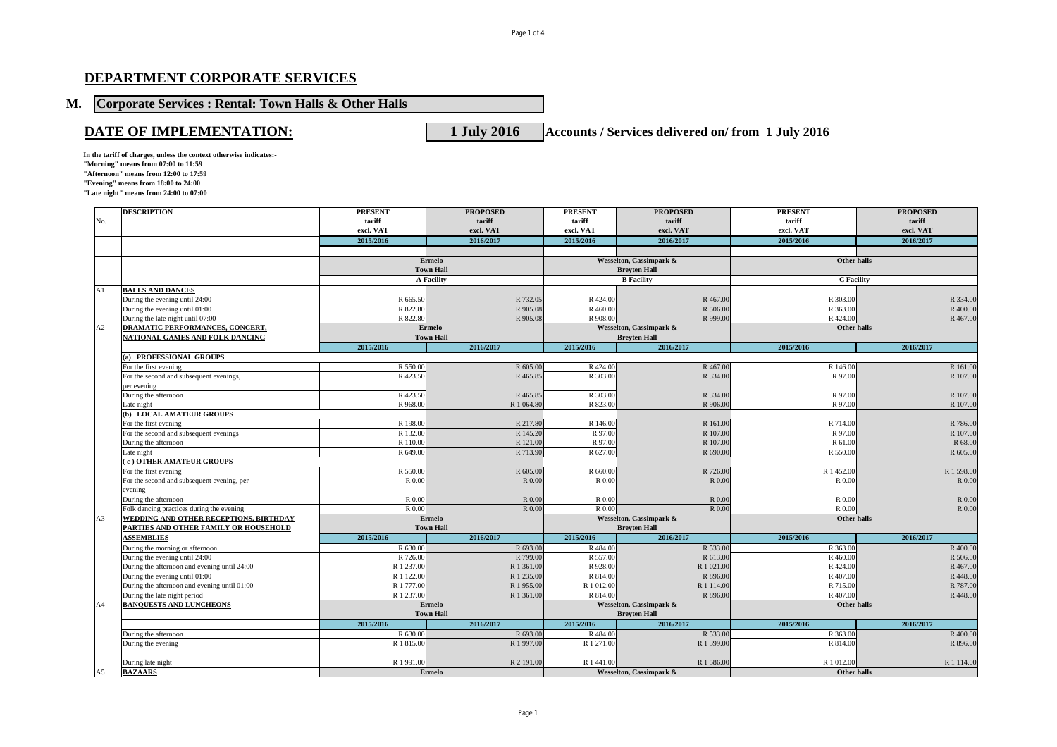# DEPARTMENT CORPORATE SERVICES

## M. Corporate Services : Rental: Town Halls & Other Halls

## DATE OF IMPLEMENTATION: 1 July 2016 Accounts / Services delivered on/ from 1 July 2016

**In the tariff of charges, unless the context otherwise indicates:-**

**"Morning" means from 07:00 to 11:59**

**"Afternoon" means from 12:00 to 17:59**

**"Evening" means from 18:00 to 24:00**

**"Late night" means from 24:00 to 07:00**

| No. | DESCRIPTION | PRESENT tariff excl. VAT | PROPOSED tariff excl. VAT | PRESENT tariff excl. VAT | PROPOSED tariff excl. VAT | PRESENT tariff excl. VAT | PROPOSED tariff excl. VAT |
|---|---|---|---|---|---|---|---|
| | | 2015/2016 | 2016/2017 | 2015/2016 | 2016/2017 | 2015/2016 | 2016/2017 |
| | | Ermelo Town Hall | | Wesselton, Cassimpark & Breyten Hall | | Other halls | |
| | | A Facility | | B Facility | | C Facility | |
| A1 | **BALLS AND DANCES** | | | | | | |
| | During the evening until 24:00 | R 665.50 | R 732.05 | R 424.00 | R 467.00 | R 303.00 | R 334.00 |
| | During the evening until 01:00 | R 822.80 | R 905.08 | R 460.00 | R 506.00 | R 363.00 | R 400.00 |
| | During the late night until 07:00 | R 822.80 | R 905.08 | R 908.00 | R 999.00 | R 424.00 | R 467.00 |
| A2 | **DRAMATIC PERFORMANCES, CONCERT, NATIONAL GAMES AND FOLK DANCING** | Ermelo Town Hall | | Wesselton, Cassimpark & Breyten Hall | | Other halls | |
| | | 2015/2016 | 2016/2017 | 2015/2016 | 2016/2017 | 2015/2016 | 2016/2017 |
| | **(a) PROFESSIONAL GROUPS** | | | | | | |
| | For the first evening | R 550.00 | R 605.00 | R 424.00 | R 467.00 | R 146.00 | R 161.00 |
| | For the second and subsequent evenings, per evening | R 423.50 | R 465.85 | R 303.00 | R 334.00 | R 97.00 | R 107.00 |
| | During the afternoon | R 423.50 | R 465.85 | R 303.00 | R 334.00 | R 97.00 | R 107.00 |
| | Late night | R 968.00 | R 1 064.80 | R 823.00 | R 906.00 | R 97.00 | R 107.00 |
| | **(b) LOCAL AMATEUR GROUPS** | | | | | | |
| | For the first evening | R 198.00 | R 217.80 | R 146.00 | R 161.00 | R 714.00 | R 786.00 |
| | For the second and subsequent evenings | R 132.00 | R 145.20 | R 97.00 | R 107.00 | R 97.00 | R 107.00 |
| | During the afternoon | R 110.00 | R 121.00 | R 97.00 | R 107.00 | R 61.00 | R 68.00 |
| | Late night | R 649.00 | R 713.90 | R 627.00 | R 690.00 | R 550.00 | R 605.00 |
| | **( c ) OTHER AMATEUR GROUPS** | | | | | | |
| | For the first evening | R 550.00 | R 605.00 | R 660.00 | R 726.00 | R 1 452.00 | R 1 598.00 |
| | For the second and subsequent evening, per evening | R 0.00 | R 0.00 | R 0.00 | R 0.00 | R 0.00 | R 0.00 |
| | During the afternoon | R 0.00 | R 0.00 | R 0.00 | R 0.00 | R 0.00 | R 0.00 |
| | Folk dancing practices during the evening | R 0.00 | R 0.00 | R 0.00 | R 0.00 | R 0.00 | R 0.00 |
| A3 | **WEDDING AND OTHER RECEPTIONS, BIRTHDAY PARTIES AND OTHER FAMILY OR HOUSEHOLD ASSEMBLIES** | Ermelo Town Hall | | Wesselton, Cassimpark & Breyten Hall | | Other halls | |
| | | 2015/2016 | 2016/2017 | 2015/2016 | 2016/2017 | 2015/2016 | 2016/2017 |
| | During the morning or afternoon | R 630.00 | R 693.00 | R 484.00 | R 533.00 | R 363.00 | R 400.00 |
| | During the evening until 24:00 | R 726.00 | R 799.00 | R 557.00 | R 613.00 | R 460.00 | R 506.00 |
| | During the afternoon and evening until 24:00 | R 1 237.00 | R 1 361.00 | R 928.00 | R 1 021.00 | R 424.00 | R 467.00 |
| | During the evening until 01:00 | R 1 122.00 | R 1 235.00 | R 814.00 | R 896.00 | R 407.00 | R 448.00 |
| | During the afternoon and evening until 01:00 | R 1 777.00 | R 1 955.00 | R 1 012.00 | R 1 114.00 | R 715.00 | R 787.00 |
| | During the late night period | R 1 237.00 | R 1 361.00 | R 814.00 | R 896.00 | R 407.00 | R 448.00 |
| A4 | **BANQUESTS AND LUNCHEONS** | Ermelo Town Hall | | Wesselton, Cassimpark & Breyten Hall | | Other halls | |
| | | 2015/2016 | 2016/2017 | 2015/2016 | 2016/2017 | 2015/2016 | 2016/2017 |
| | During the afternoon | R 630.00 | R 693.00 | R 484.00 | R 533.00 | R 363.00 | R 400.00 |
| | During the evening | R 1 815.00 | R 1 997.00 | R 1 271.00 | R 1 399.00 | R 814.00 | R 896.00 |
| | During late night | R 1 991.00 | R 2 191.00 | R 1 441.00 | R 1 586.00 | R 1 012.00 | R 1 114.00 |
| A5 | **BAZAARS** | Ermelo | | Wesselton, Cassimpark & | | Other halls | |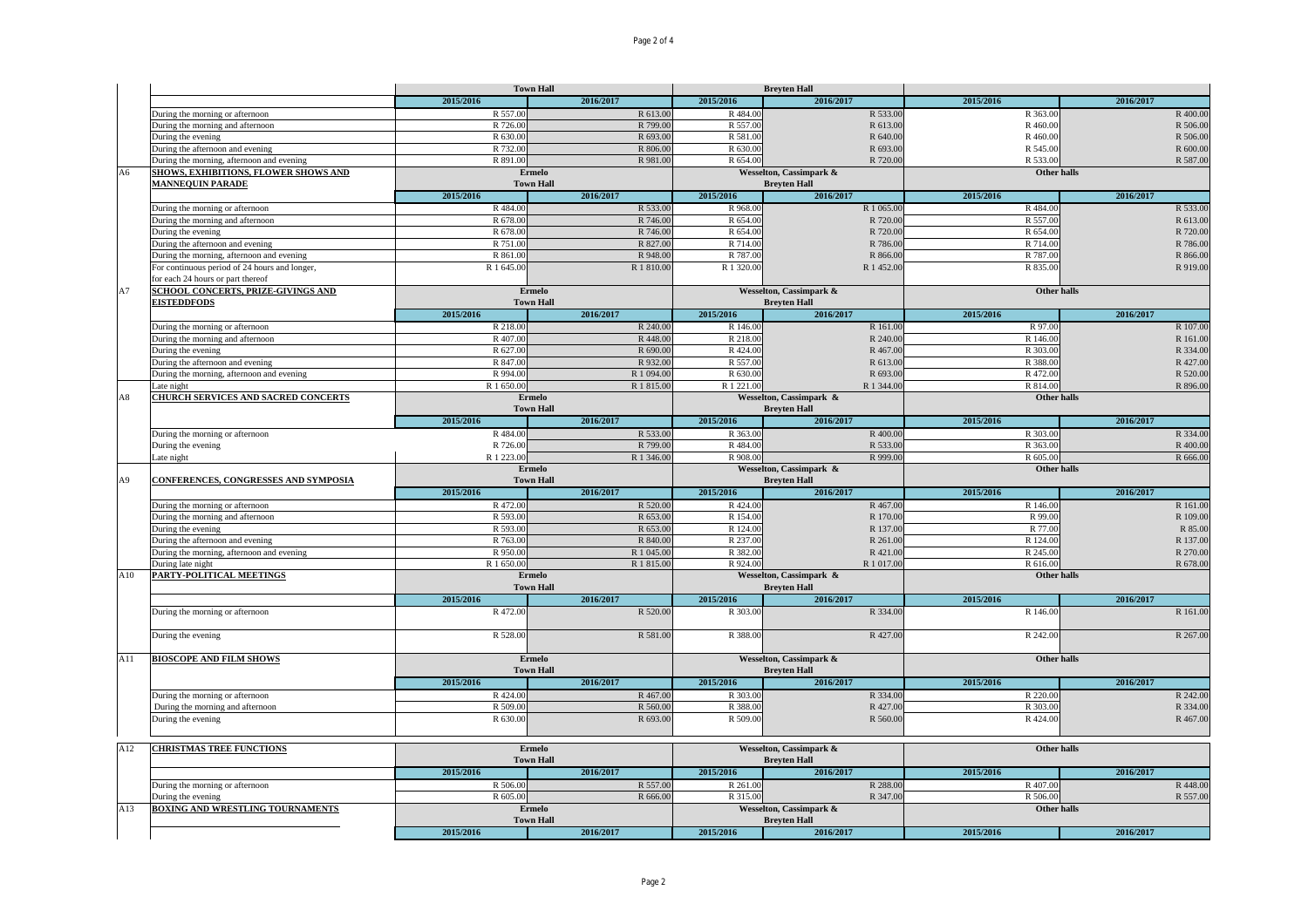| | | Town Hall | | Breyten Hall | | | |
|---|---|---|---|---|---|---|---|
| | | 2015/2016 | 2016/2017 | 2015/2016 | 2016/2017 | 2015/2016 | 2016/2017 |
| | During the morning or afternoon | R 557.00 | R 613.00 | R 484.00 | R 533.00 | R 363.00 | R 400.00 |
| | During the morning and afternoon | R 726.00 | R 799.00 | R 557.00 | R 613.00 | R 460.00 | R 506.00 |
| | During the evening | R 630.00 | R 693.00 | R 581.00 | R 640.00 | R 460.00 | R 506.00 |
| | During the afternoon and evening | R 732.00 | R 806.00 | R 630.00 | R 693.00 | R 545.00 | R 600.00 |
| | During the morning, afternoon and evening | R 891.00 | R 981.00 | R 654.00 | R 720.00 | R 533.00 | R 587.00 |
| A6 | **SHOWS, EXHIBITIONS, FLOWER SHOWS AND MANNEQUIN PARADE** | **Ermelo Town Hall** | | **Wesselton, Cassimpark & Breyten Hall** | | **Other halls** | |
| | | 2015/2016 | 2016/2017 | 2015/2016 | 2016/2017 | 2015/2016 | 2016/2017 |
| | During the morning or afternoon | R 484.00 | R 533.00 | R 968.00 | R 1 065.00 | R 484.00 | R 533.00 |
| | During the morning and afternoon | R 678.00 | R 746.00 | R 654.00 | R 720.00 | R 557.00 | R 613.00 |
| | During the evening | R 678.00 | R 746.00 | R 654.00 | R 720.00 | R 654.00 | R 720.00 |
| | During the afternoon and evening | R 751.00 | R 827.00 | R 714.00 | R 786.00 | R 714.00 | R 786.00 |
| | During the morning, afternoon and evening | R 861.00 | R 948.00 | R 787.00 | R 866.00 | R 787.00 | R 866.00 |
| | For continuous period of 24 hours and longer, for each 24 hours or part thereof | R 1 645.00 | R 1 810.00 | R 1 320.00 | R 1 452.00 | R 835.00 | R 919.00 |
| A7 | **SCHOOL CONCERTS, PRIZE-GIVINGS AND EISTEDDFODS** | **Ermelo Town Hall** | | **Wesselton, Cassimpark & Breyten Hall** | | **Other halls** | |
| | | 2015/2016 | 2016/2017 | 2015/2016 | 2016/2017 | 2015/2016 | 2016/2017 |
| | During the morning or afternoon | R 218.00 | R 240.00 | R 146.00 | R 161.00 | R 97.00 | R 107.00 |
| | During the morning and afternoon | R 407.00 | R 448.00 | R 218.00 | R 240.00 | R 146.00 | R 161.00 |
| | During the evening | R 627.00 | R 690.00 | R 424.00 | R 467.00 | R 303.00 | R 334.00 |
| | During the afternoon and evening | R 847.00 | R 932.00 | R 557.00 | R 613.00 | R 388.00 | R 427.00 |
| | During the morning, afternoon and evening | R 994.00 | R 1 094.00 | R 630.00 | R 693.00 | R 472.00 | R 520.00 |
| | Late night | R 1 650.00 | R 1 815.00 | R 1 221.00 | R 1 344.00 | R 814.00 | R 896.00 |
| A8 | **CHURCH SERVICES AND SACRED CONCERTS** | **Ermelo Town Hall** | | **Wesselton, Cassimpark & Breyten Hall** | | **Other halls** | |
| | | 2015/2016 | 2016/2017 | 2015/2016 | 2016/2017 | 2015/2016 | 2016/2017 |
| | During the morning or afternoon | R 484.00 | R 533.00 | R 363.00 | R 400.00 | R 303.00 | R 334.00 |
| | During the evening | R 726.00 | R 799.00 | R 484.00 | R 533.00 | R 363.00 | R 400.00 |
| | Late night | R 1 223.00 | R 1 346.00 | R 908.00 | R 999.00 | R 605.00 | R 666.00 |
| A9 | **CONFERENCES, CONGRESSES AND SYMPOSIA** | **Ermelo Town Hall** | | **Wesselton, Cassimpark & Breyten Hall** | | **Other halls** | |
| | | 2015/2016 | 2016/2017 | 2015/2016 | 2016/2017 | 2015/2016 | 2016/2017 |
| | During the morning or afternoon | R 472.00 | R 520.00 | R 424.00 | R 467.00 | R 146.00 | R 161.00 |
| | During the morning and afternoon | R 593.00 | R 653.00 | R 154.00 | R 170.00 | R 99.00 | R 109.00 |
| | During the evening | R 593.00 | R 653.00 | R 124.00 | R 137.00 | R 77.00 | R 85.00 |
| | During the afternoon and evening | R 763.00 | R 840.00 | R 237.00 | R 261.00 | R 124.00 | R 137.00 |
| | During the morning, afternoon and evening | R 950.00 | R 1 045.00 | R 382.00 | R 421.00 | R 245.00 | R 270.00 |
| | During late night | R 1 650.00 | R 1 815.00 | R 924.00 | R 1 017.00 | R 616.00 | R 678.00 |
| A10 | **PARTY-POLITICAL MEETINGS** | **Ermelo Town Hall** | | **Wesselton, Cassimpark & Breyten Hall** | | **Other halls** | |
| | | 2015/2016 | 2016/2017 | 2015/2016 | 2016/2017 | 2015/2016 | 2016/2017 |
| | During the morning or afternoon | R 472.00 | R 520.00 | R 303.00 | R 334.00 | R 146.00 | R 161.00 |
| | During the evening | R 528.00 | R 581.00 | R 388.00 | R 427.00 | R 242.00 | R 267.00 |
| A11 | **BIOSCOPE AND FILM SHOWS** | **Ermelo Town Hall** | | **Wesselton, Cassimpark & Breyten Hall** | | **Other halls** | |
| | | 2015/2016 | 2016/2017 | 2015/2016 | 2016/2017 | 2015/2016 | 2016/2017 |
| | During the morning or afternoon | R 424.00 | R 467.00 | R 303.00 | R 334.00 | R 220.00 | R 242.00 |
| | During the morning and afternoon | R 509.00 | R 560.00 | R 388.00 | R 427.00 | R 303.00 | R 334.00 |
| | During the evening | R 630.00 | R 693.00 | R 509.00 | R 560.00 | R 424.00 | R 467.00 |
| A12 | **CHRISTMAS TREE FUNCTIONS** | **Ermelo Town Hall** | | **Wesselton, Cassimpark & Breyten Hall** | | **Other halls** | |
| | | 2015/2016 | 2016/2017 | 2015/2016 | 2016/2017 | 2015/2016 | 2016/2017 |
| | During the morning or afternoon | R 506.00 | R 557.00 | R 261.00 | R 288.00 | R 407.00 | R 448.00 |
| | During the evening | R 605.00 | R 666.00 | R 315.00 | R 347.00 | R 506.00 | R 557.00 |
| A13 | **BOXING AND WRESTLING TOURNAMENTS** | **Ermelo Town Hall** | | **Wesselton, Cassimpark & Breyten Hall** | | **Other halls** | |
| | | 2015/2016 | 2016/2017 | 2015/2016 | 2016/2017 | 2015/2016 | 2016/2017 |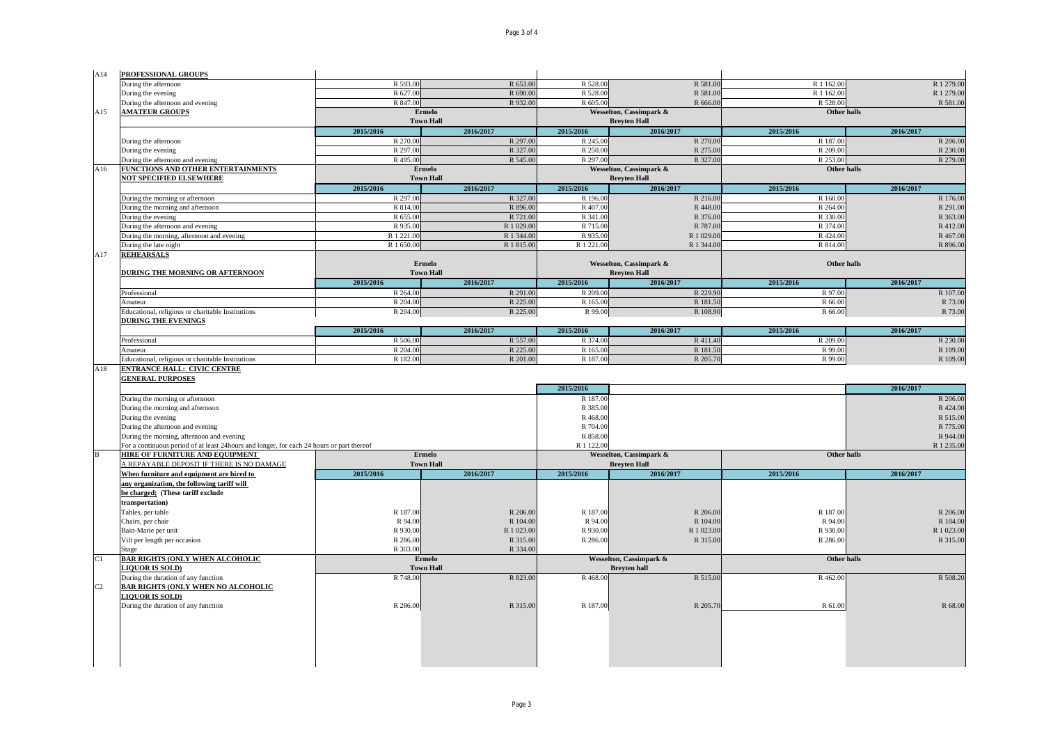| | | Ermelo Town Hall | | Wesselton, Cassimpark & Breyten Hall | | Other halls | |
|---|---|---|---|---|---|---|---|
| A14 | **PROFESSIONAL GROUPS** | | | | | | |
| | During the afternoon | R 593.00 | R 653.00 | R 528.00 | R 581.00 | R 1 162.00 | R 1 279.00 |
| | During the evening | R 627.00 | R 690.00 | R 528.00 | R 581.00 | R 1 162.00 | R 1 279.00 |
| | During the afternoon and evening | R 847.00 | R 932.00 | R 605.00 | R 666.00 | R 528.00 | R 581.00 |
| A15 | **AMATEUR GROUPS** | **Ermelo Town Hall** | | **Wesselton, Cassimpark & Breyten Hall** | | **Other halls** | |
| | | **2015/2016** | **2016/2017** | **2015/2016** | **2016/2017** | **2015/2016** | **2016/2017** |
| | During the afternoon | R 270.00 | R 297.00 | R 245.00 | R 270.00 | R 187.00 | R 206.00 |
| | During the evening | R 297.00 | R 327.00 | R 250.00 | R 275.00 | R 209.00 | R 230.00 |
| | During the afternoon and evening | R 495.00 | R 545.00 | R 297.00 | R 327.00 | R 253.00 | R 279.00 |
| A16 | **FUNCTIONS AND OTHER ENTERTAINMENTS NOT SPECIFIED ELSEWHERE** | **Ermelo Town Hall** | | **Wesselton, Cassimpark & Breyten Hall** | | **Other halls** | |
| | | **2015/2016** | **2016/2017** | **2015/2016** | **2016/2017** | **2015/2016** | **2016/2017** |
| | During the morning or afternoon | R 297.00 | R 327.00 | R 196.00 | R 216.00 | R 160.00 | R 176.00 |
| | During the morning and afternoon | R 814.00 | R 896.00 | R 407.00 | R 448.00 | R 264.00 | R 291.00 |
| | During the evening | R 655.00 | R 721.00 | R 341.00 | R 376.00 | R 330.00 | R 363.00 |
| | During the afternoon and evening | R 935.00 | R 1 029.00 | R 715.00 | R 787.00 | R 374.00 | R 412.00 |
| | During the morning, afternoon and evening | R 1 221.00 | R 1 344.00 | R 935.00 | R 1 029.00 | R 424.00 | R 467.00 |
| | During the late night | R 1 650.00 | R 1 815.00 | R 1 221.00 | R 1 344.00 | R 814.00 | R 896.00 |
| A17 | **REHEARSALS** | | | | | | |
| | **DURING THE MORNING OR AFTERNOON** | **Ermelo Town Hall** | | **Wesselton, Cassimpark & Breyten Hall** | | **Other halls** | |
| | | **2015/2016** | **2016/2017** | **2015/2016** | **2016/2017** | **2015/2016** | **2016/2017** |
| | Professional | R 264.00 | R 291.00 | R 209.00 | R 229.90 | R 97.00 | R 107.00 |
| | Amateur | R 204.00 | R 225.00 | R 165.00 | R 181.50 | R 66.00 | R 73.00 |
| | Educational, religious or charitable Institutions | R 204.00 | R 225.00 | R 99.00 | R 108.90 | R 66.00 | R 73.00 |
| | **DURING THE EVENINGS** | | | | | | |
| | | **2015/2016** | **2016/2017** | **2015/2016** | **2016/2017** | **2015/2016** | **2016/2017** |
| | Professional | R 506.00 | R 557.00 | R 374.00 | R 411.40 | R 209.00 | R 230.00 |
| | Amateur | R 204.00 | R 225.00 | R 165.00 | R 181.50 | R 99.00 | R 109.00 |
| | Educational, religious or charitable Institutions | R 182.00 | R 201.00 | R 187.00 | R 205.70 | R 99.00 | R 109.00 |
| A18 | **ENTRANCE HALL: CIVIC CENTRE** | | | | | | |
| | **GENERAL PURPOSES** | | | | | | |
| | | | | **2015/2016** | | | **2016/2017** |
| | During the morning or afternoon | | | R 187.00 | | | R 206.00 |
| | During the morning and afternoon | | | R 385.00 | | | R 424.00 |
| | During the evening | | | R 468.00 | | | R 515.00 |
| | During the afternoon and evening | | | R 704.00 | | | R 775.00 |
| | During the morning, afternoon and evening | | | R 858.00 | | | R 944.00 |
| | For a continuous period of at least 24hours and longer, for each 24 hours or part thereof | | | R 1 122.00 | | | R 1 235.00 |
| B | **HIRE OF FURNITURE AND EQUIPMENT** A REPAYABLE DEPOSIT IF THERE IS NO DAMAGE | **Ermelo Town Hall** | | **Wesselton, Cassimpark & Breyten Hall** | | **Other halls** | |
| | **When furniture and equipment are hired to any organization, the following tariff will be charged; (These tariff exclude transportation)** | **2015/2016** | **2016/2017** | **2015/2016** | **2016/2017** | **2015/2016** | **2016/2017** |
| | Tables, per table | R 187.00 | R 206.00 | R 187.00 | R 206.00 | R 187.00 | R 206.00 |
| | Chairs, per chair | R 94.00 | R 104.00 | R 94.00 | R 104.00 | R 94.00 | R 104.00 |
| | Bain-Marie per unit | R 930.00 | R 1 023.00 | R 930.00 | R 1 023.00 | R 930.00 | R 1 023.00 |
| | Vilt per length per occasion | R 286.00 | R 315.00 | R 286.00 | R 315.00 | R 286.00 | R 315.00 |
| | Stage | R 303.00 | R 334.00 | | | | |
| C1 | **BAR RIGHTS (ONLY WHEN ALCOHOLIC LIQUOR IS SOLD)** | **Ermelo Town Hall** | | **Wesselton, Cassimpark & Breyten hall** | | **Other halls** | |
| | During the duration of any function | R 748.00 | R 823.00 | R 468.00 | R 515.00 | R 462.00 | R 508.20 |
| C2 | **BAR RIGHTS (ONLY WHEN NO ALCOHOLIC LIQUOR IS SOLD)** | | | | | | |
| | During the duration of any function | R 286.00 | R 315.00 | R 187.00 | R 205.70 | R 61.00 | R 68.00 |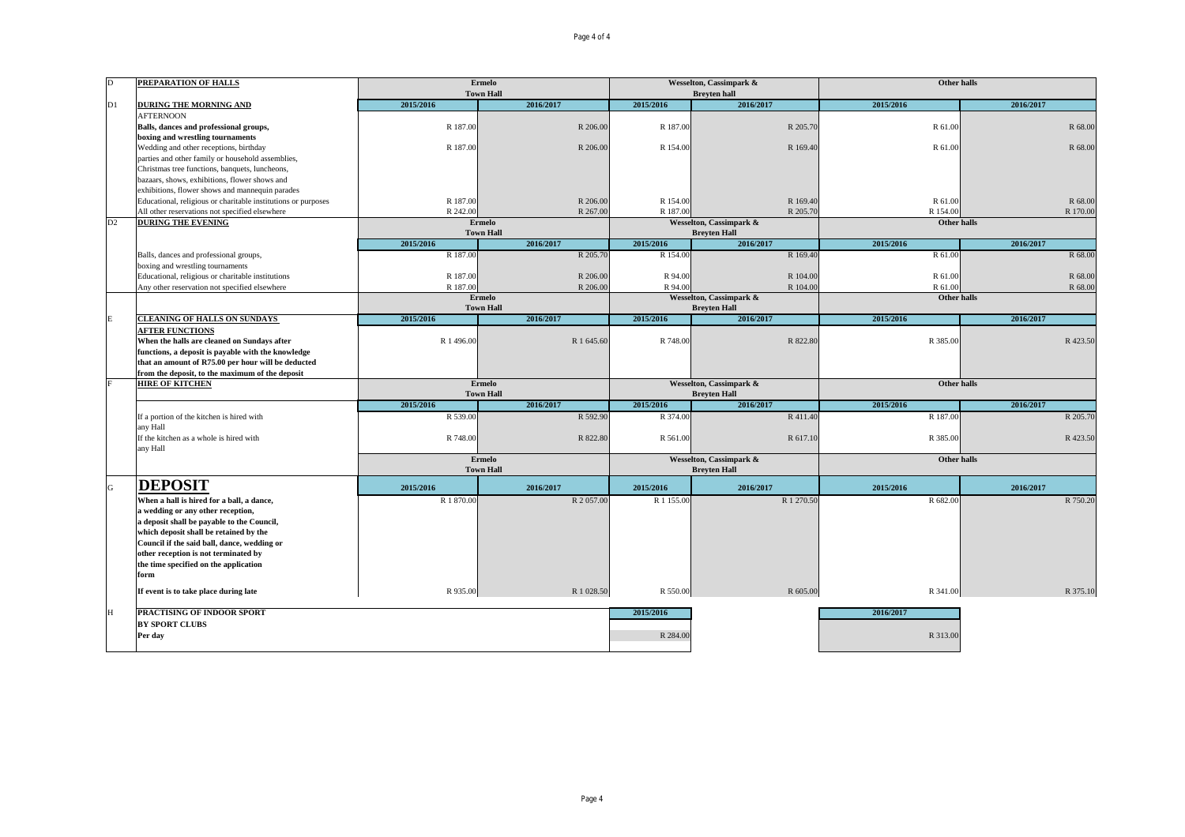| | | Ermelo Town Hall | | Wesselton, Cassimpark & Breyten hall | | Other halls | |
|---|---|---|---|---|---|---|---|
| D | **PREPARATION OF HALLS** | | | | | | |
| D1 | **DURING THE MORNING AND** AFTERNOON | 2015/2016 | 2016/2017 | 2015/2016 | 2016/2017 | 2015/2016 | 2016/2017 |
| | **Balls, dances and professional groups, boxing and wrestling tournaments** | R 187.00 | R 206.00 | R 187.00 | R 205.70 | R 61.00 | R 68.00 |
| | Wedding and other receptions, birthday parties and other family or household assemblies, Christmas tree functions, banquets, luncheons, bazaars, shows, exhibitions, flower shows and exhibitions, flower shows and mannequin parades | R 187.00 | R 206.00 | R 154.00 | R 169.40 | R 61.00 | R 68.00 |
| | Educational, religious or charitable institutions or purposes | R 187.00 | R 206.00 | R 154.00 | R 169.40 | R 61.00 | R 68.00 |
| | All other reservations not specified elsewhere | R 242.00 | R 267.00 | R 187.00 | R 205.70 | R 154.00 | R 170.00 |
| D2 | **DURING THE EVENING** | Ermelo Town Hall | | Wesselton, Cassimpark & Breyten Hall | | Other halls | |
| | | 2015/2016 | 2016/2017 | 2015/2016 | 2016/2017 | 2015/2016 | 2016/2017 |
| | Balls, dances and professional groups, boxing and wrestling tournaments | R 187.00 | R 205.70 | R 154.00 | R 169.40 | R 61.00 | R 68.00 |
| | Educational, religious or charitable institutions | R 187.00 | R 206.00 | R 94.00 | R 104.00 | R 61.00 | R 68.00 |
| | Any other reservation not specified elsewhere | R 187.00 | R 206.00 | R 94.00 | R 104.00 | R 61.00 | R 68.00 |
| | | Ermelo Town Hall | | Wesselton, Cassimpark & Breyten Hall | | Other halls | |
| E | **CLEANING OF HALLS ON SUNDAYS** | 2015/2016 | 2016/2017 | 2015/2016 | 2016/2017 | 2015/2016 | 2016/2017 |
| | **AFTER FUNCTIONS** When the halls are cleaned on Sundays after functions, a deposit is payable with the knowledge that an amount of R75.00 per hour will be deducted from the deposit, to the maximum of the deposit | R 1 496.00 | R 1 645.60 | R 748.00 | R 822.80 | R 385.00 | R 423.50 |
| F | **HIRE OF KITCHEN** | Ermelo Town Hall | | Wesselton, Cassimpark & Breyten Hall | | Other halls | |
| | | 2015/2016 | 2016/2017 | 2015/2016 | 2016/2017 | 2015/2016 | 2016/2017 |
| | If a portion of the kitchen is hired with any Hall | R 539.00 | R 592.90 | R 374.00 | R 411.40 | R 187.00 | R 205.70 |
| | If the kitchen as a whole is hired with any Hall | R 748.00 | R 822.80 | R 561.00 | R 617.10 | R 385.00 | R 423.50 |
| | | Ermelo Town Hall | | Wesselton, Cassimpark & Breyten Hall | | Other halls | |
| G | **DEPOSIT** | 2015/2016 | 2016/2017 | 2015/2016 | 2016/2017 | 2015/2016 | 2016/2017 |
| | **When a hall is hired for a ball, a dance, a wedding or any other reception, a deposit shall be payable to the Council, which deposit shall be retained by the Council if the said ball, dance, wedding or other reception is not terminated by the time specified on the application form** | R 1 870.00 | R 2 057.00 | R 1 155.00 | R 1 270.50 | R 682.00 | R 750.20 |
| | **If event is to take place during late** | R 935.00 | R 1 028.50 | R 550.00 | R 605.00 | R 341.00 | R 375.10 |
| H | **PRACTISING OF INDOOR SPORT BY SPORT CLUBS** | | | 2015/2016 | | 2016/2017 | |
| | **Per day** | | | R 284.00 | | R 313.00 | |